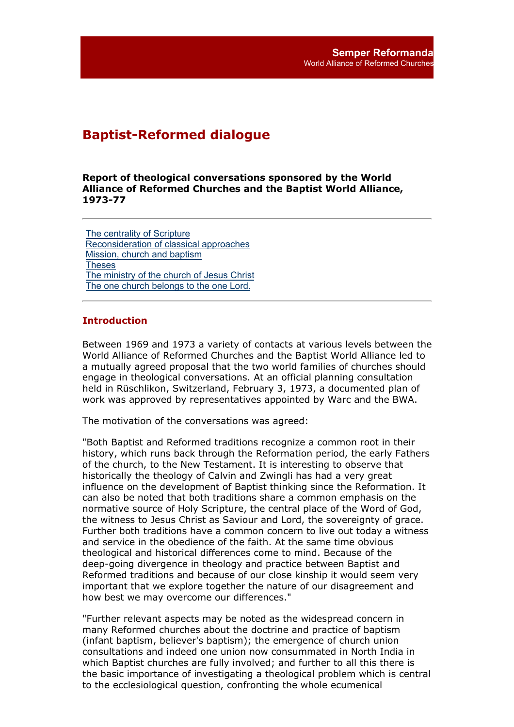# Baptist-Reformed dialogue

**Report of theological conversations sponsored by the World Alliance of Reformed Churches and the Baptist World Alliance, 1973-77**

---

- The centrality of Scripture
- Reconsideration of classical approaches
- Mission, church and baptism
- Theses
- The ministry of the church of Jesus Christ
- The one church belongs to the one Lord.

---

## Introduction

Between 1969 and 1973 a variety of contacts at various levels between the World Alliance of Reformed Churches and the Baptist World Alliance led to a mutually agreed proposal that the two world families of churches should engage in theological conversations. At an official planning consultation held in Rüschlikon, Switzerland, February 3, 1973, a documented plan of work was approved by representatives appointed by Warc and the BWA.

The motivation of the conversations was agreed:

"Both Baptist and Reformed traditions recognize a common root in their history, which runs back through the Reformation period, the early Fathers of the church, to the New Testament. It is interesting to observe that historically the theology of Calvin and Zwingli has had a very great influence on the development of Baptist thinking since the Reformation. It can also be noted that both traditions share a common emphasis on the normative source of Holy Scripture, the central place of the Word of God, the witness to Jesus Christ as Saviour and Lord, the sovereignty of grace. Further both traditions have a common concern to live out today a witness and service in the obedience of the faith. At the same time obvious theological and historical differences come to mind. Because of the deep-going divergence in theology and practice between Baptist and Reformed traditions and because of our close kinship it would seem very important that we explore together the nature of our disagreement and how best we may overcome our differences."

"Further relevant aspects may be noted as the widespread concern in many Reformed churches about the doctrine and practice of baptism (infant baptism, believer's baptism); the emergence of church union consultations and indeed one union now consummated in North India in which Baptist churches are fully involved; and further to all this there is the basic importance of investigating a theological problem which is central to the ecclesiological question, confronting the whole ecumenical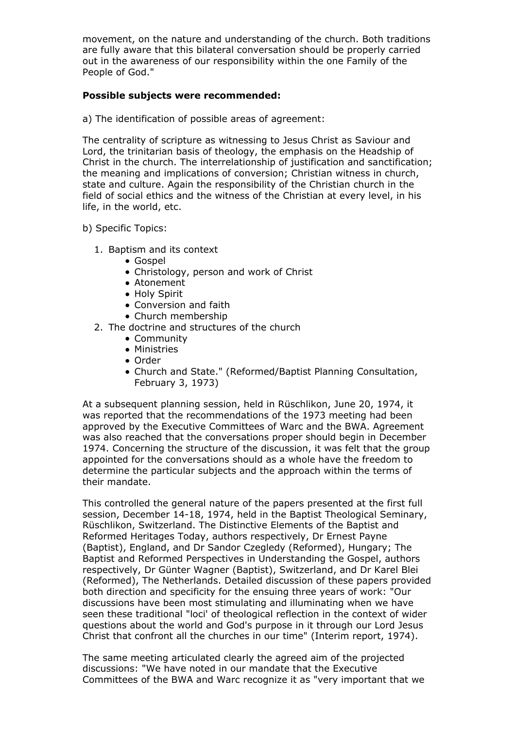movement, on the nature and understanding of the church. Both traditions are fully aware that this bilateral conversation should be properly carried out in the awareness of our responsibility within the one Family of the People of God."

**Possible subjects were recommended:**

a) The identification of possible areas of agreement:

The centrality of scripture as witnessing to Jesus Christ as Saviour and Lord, the trinitarian basis of theology, the emphasis on the Headship of Christ in the church. The interrelationship of justification and sanctification; the meaning and implications of conversion; Christian witness in church, state and culture. Again the responsibility of the Christian church in the field of social ethics and the witness of the Christian at every level, in his life, in the world, etc.

b) Specific Topics:

1. Baptism and its context
   - Gospel
   - Christology, person and work of Christ
   - Atonement
   - Holy Spirit
   - Conversion and faith
   - Church membership
2. The doctrine and structures of the church
   - Community
   - Ministries
   - Order
   - Church and State." (Reformed/Baptist Planning Consultation, February 3, 1973)

At a subsequent planning session, held in Rüschlikon, June 20, 1974, it was reported that the recommendations of the 1973 meeting had been approved by the Executive Committees of Warc and the BWA. Agreement was also reached that the conversations proper should begin in December 1974. Concerning the structure of the discussion, it was felt that the group appointed for the conversations should as a whole have the freedom to determine the particular subjects and the approach within the terms of their mandate.

This controlled the general nature of the papers presented at the first full session, December 14-18, 1974, held in the Baptist Theological Seminary, Rüschlikon, Switzerland. The Distinctive Elements of the Baptist and Reformed Heritages Today, authors respectively, Dr Ernest Payne (Baptist), England, and Dr Sandor Czegledy (Reformed), Hungary; The Baptist and Reformed Perspectives in Understanding the Gospel, authors respectively, Dr Günter Wagner (Baptist), Switzerland, and Dr Karel Blei (Reformed), The Netherlands. Detailed discussion of these papers provided both direction and specificity for the ensuing three years of work: "Our discussions have been most stimulating and illuminating when we have seen these traditional "loci' of theological reflection in the context of wider questions about the world and God's purpose in it through our Lord Jesus Christ that confront all the churches in our time" (Interim report, 1974).

The same meeting articulated clearly the agreed aim of the projected discussions: "We have noted in our mandate that the Executive Committees of the BWA and Warc recognize it as "very important that we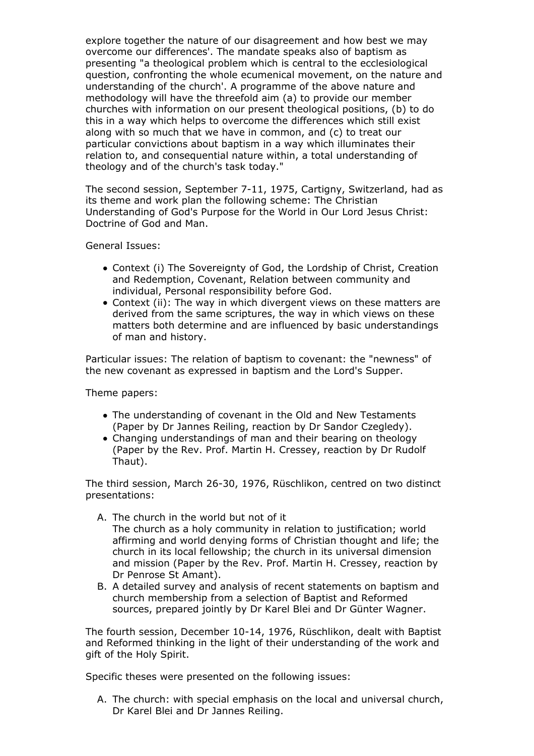explore together the nature of our disagreement and how best we may overcome our differences'. The mandate speaks also of baptism as presenting "a theological problem which is central to the ecclesiological question, confronting the whole ecumenical movement, on the nature and understanding of the church'. A programme of the above nature and methodology will have the threefold aim (a) to provide our member churches with information on our present theological positions, (b) to do this in a way which helps to overcome the differences which still exist along with so much that we have in common, and (c) to treat our particular convictions about baptism in a way which illuminates their relation to, and consequential nature within, a total understanding of theology and of the church's task today."

The second session, September 7-11, 1975, Cartigny, Switzerland, had as its theme and work plan the following scheme: The Christian Understanding of God's Purpose for the World in Our Lord Jesus Christ: Doctrine of God and Man.

General Issues:

- Context (i) The Sovereignty of God, the Lordship of Christ, Creation and Redemption, Covenant, Relation between community and individual, Personal responsibility before God.
- Context (ii): The way in which divergent views on these matters are derived from the same scriptures, the way in which views on these matters both determine and are influenced by basic understandings of man and history.

Particular issues: The relation of baptism to covenant: the "newness" of the new covenant as expressed in baptism and the Lord's Supper.

Theme papers:

- The understanding of covenant in the Old and New Testaments (Paper by Dr Jannes Reiling, reaction by Dr Sandor Czegledy).
- Changing understandings of man and their bearing on theology (Paper by the Rev. Prof. Martin H. Cressey, reaction by Dr Rudolf Thaut).

The third session, March 26-30, 1976, Rüschlikon, centred on two distinct presentations:

A. The church in the world but not of it
   The church as a holy community in relation to justification; world affirming and world denying forms of Christian thought and life; the church in its local fellowship; the church in its universal dimension and mission (Paper by the Rev. Prof. Martin H. Cressey, reaction by Dr Penrose St Amant).
B. A detailed survey and analysis of recent statements on baptism and church membership from a selection of Baptist and Reformed sources, prepared jointly by Dr Karel Blei and Dr Günter Wagner.

The fourth session, December 10-14, 1976, Rüschlikon, dealt with Baptist and Reformed thinking in the light of their understanding of the work and gift of the Holy Spirit.

Specific theses were presented on the following issues:

A. The church: with special emphasis on the local and universal church, Dr Karel Blei and Dr Jannes Reiling.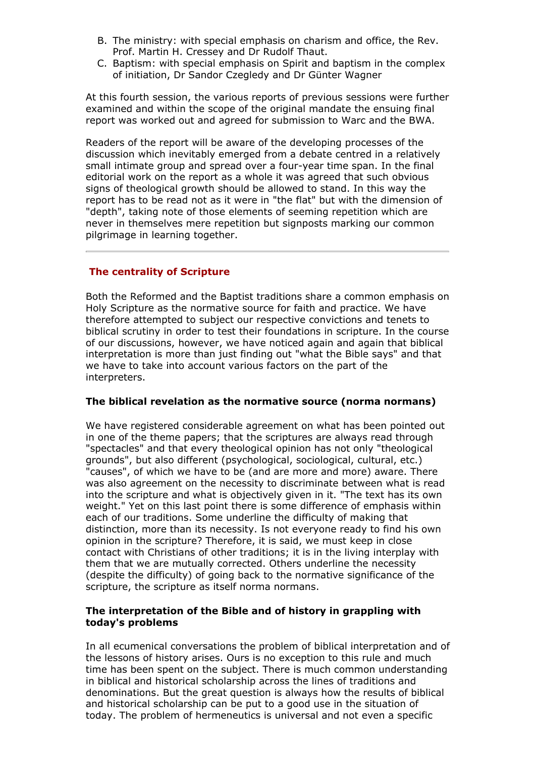B. The ministry: with special emphasis on charism and office, the Rev. Prof. Martin H. Cressey and Dr Rudolf Thaut.
C. Baptism: with special emphasis on Spirit and baptism in the complex of initiation, Dr Sandor Czegledy and Dr Günter Wagner

At this fourth session, the various reports of previous sessions were further examined and within the scope of the original mandate the ensuing final report was worked out and agreed for submission to Warc and the BWA.

Readers of the report will be aware of the developing processes of the discussion which inevitably emerged from a debate centred in a relatively small intimate group and spread over a four-year time span. In the final editorial work on the report as a whole it was agreed that such obvious signs of theological growth should be allowed to stand. In this way the report has to be read not as it were in "the flat" but with the dimension of "depth", taking note of those elements of seeming repetition which are never in themselves mere repetition but signposts marking our common pilgrimage in learning together.

---

## The centrality of Scripture

Both the Reformed and the Baptist traditions share a common emphasis on Holy Scripture as the normative source for faith and practice. We have therefore attempted to subject our respective convictions and tenets to biblical scrutiny in order to test their foundations in scripture. In the course of our discussions, however, we have noticed again and again that biblical interpretation is more than just finding out "what the Bible says" and that we have to take into account various factors on the part of the interpreters.

### The biblical revelation as the normative source (norma normans)

We have registered considerable agreement on what has been pointed out in one of the theme papers; that the scriptures are always read through "spectacles" and that every theological opinion has not only "theological grounds", but also different (psychological, sociological, cultural, etc.) "causes", of which we have to be (and are more and more) aware. There was also agreement on the necessity to discriminate between what is read into the scripture and what is objectively given in it. "The text has its own weight." Yet on this last point there is some difference of emphasis within each of our traditions. Some underline the difficulty of making that distinction, more than its necessity. Is not everyone ready to find his own opinion in the scripture? Therefore, it is said, we must keep in close contact with Christians of other traditions; it is in the living interplay with them that we are mutually corrected. Others underline the necessity (despite the difficulty) of going back to the normative significance of the scripture, the scripture as itself norma normans.

### The interpretation of the Bible and of history in grappling with today's problems

In all ecumenical conversations the problem of biblical interpretation and of the lessons of history arises. Ours is no exception to this rule and much time has been spent on the subject. There is much common understanding in biblical and historical scholarship across the lines of traditions and denominations. But the great question is always how the results of biblical and historical scholarship can be put to a good use in the situation of today. The problem of hermeneutics is universal and not even a specific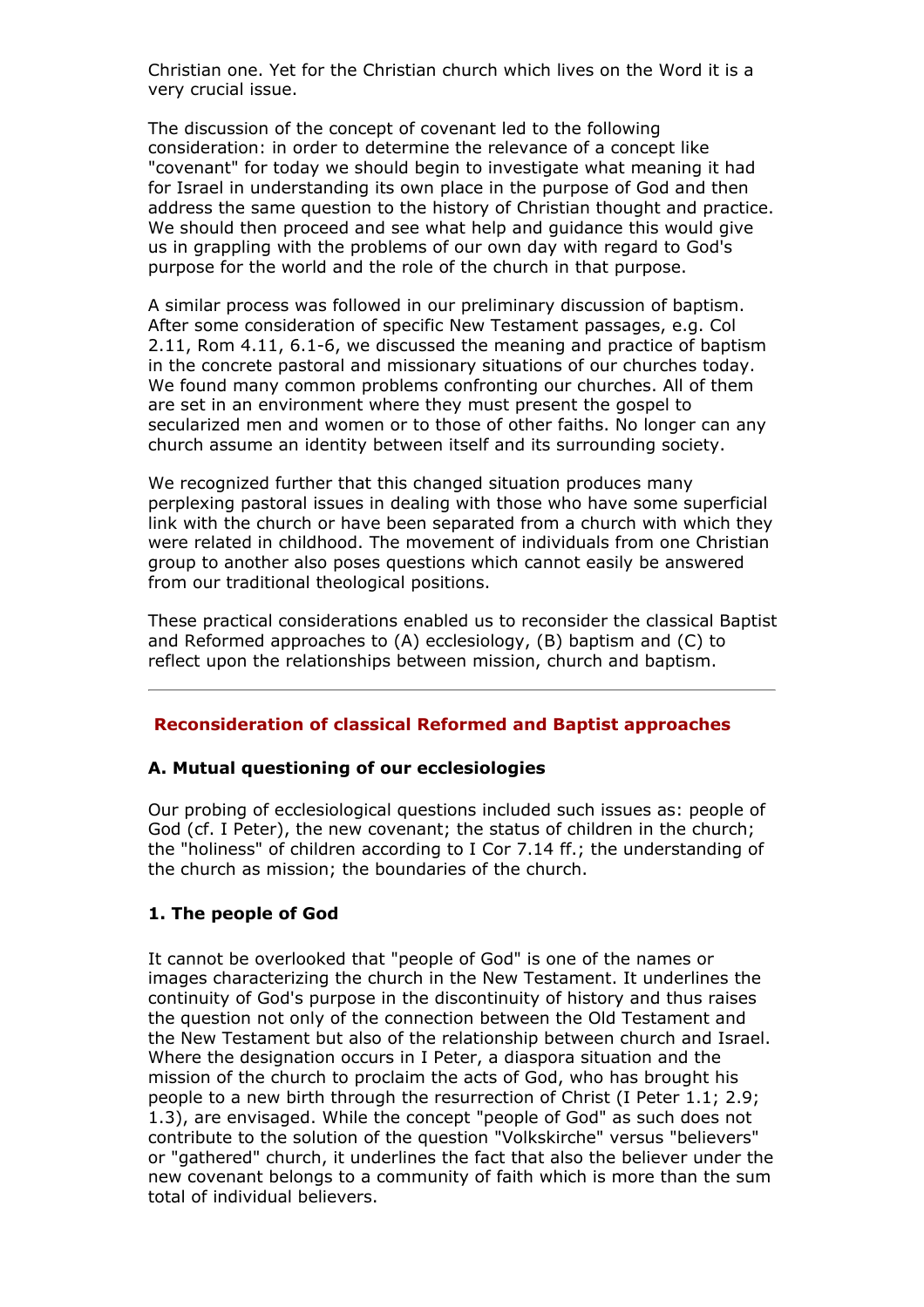Christian one. Yet for the Christian church which lives on the Word it is a very crucial issue.

The discussion of the concept of covenant led to the following consideration: in order to determine the relevance of a concept like "covenant" for today we should begin to investigate what meaning it had for Israel in understanding its own place in the purpose of God and then address the same question to the history of Christian thought and practice. We should then proceed and see what help and guidance this would give us in grappling with the problems of our own day with regard to God's purpose for the world and the role of the church in that purpose.

A similar process was followed in our preliminary discussion of baptism. After some consideration of specific New Testament passages, e.g. Col 2.11, Rom 4.11, 6.1-6, we discussed the meaning and practice of baptism in the concrete pastoral and missionary situations of our churches today. We found many common problems confronting our churches. All of them are set in an environment where they must present the gospel to secularized men and women or to those of other faiths. No longer can any church assume an identity between itself and its surrounding society.

We recognized further that this changed situation produces many perplexing pastoral issues in dealing with those who have some superficial link with the church or have been separated from a church with which they were related in childhood. The movement of individuals from one Christian group to another also poses questions which cannot easily be answered from our traditional theological positions.

These practical considerations enabled us to reconsider the classical Baptist and Reformed approaches to (A) ecclesiology, (B) baptism and (C) to reflect upon the relationships between mission, church and baptism.

---

## Reconsideration of classical Reformed and Baptist approaches

### A. Mutual questioning of our ecclesiologies

Our probing of ecclesiological questions included such issues as: people of God (cf. I Peter), the new covenant; the status of children in the church; the "holiness" of children according to I Cor 7.14 ff.; the understanding of the church as mission; the boundaries of the church.

### 1. The people of God

It cannot be overlooked that "people of God" is one of the names or images characterizing the church in the New Testament. It underlines the continuity of God's purpose in the discontinuity of history and thus raises the question not only of the connection between the Old Testament and the New Testament but also of the relationship between church and Israel. Where the designation occurs in I Peter, a diaspora situation and the mission of the church to proclaim the acts of God, who has brought his people to a new birth through the resurrection of Christ (I Peter 1.1; 2.9; 1.3), are envisaged. While the concept "people of God" as such does not contribute to the solution of the question "Volkskirche" versus "believers" or "gathered" church, it underlines the fact that also the believer under the new covenant belongs to a community of faith which is more than the sum total of individual believers.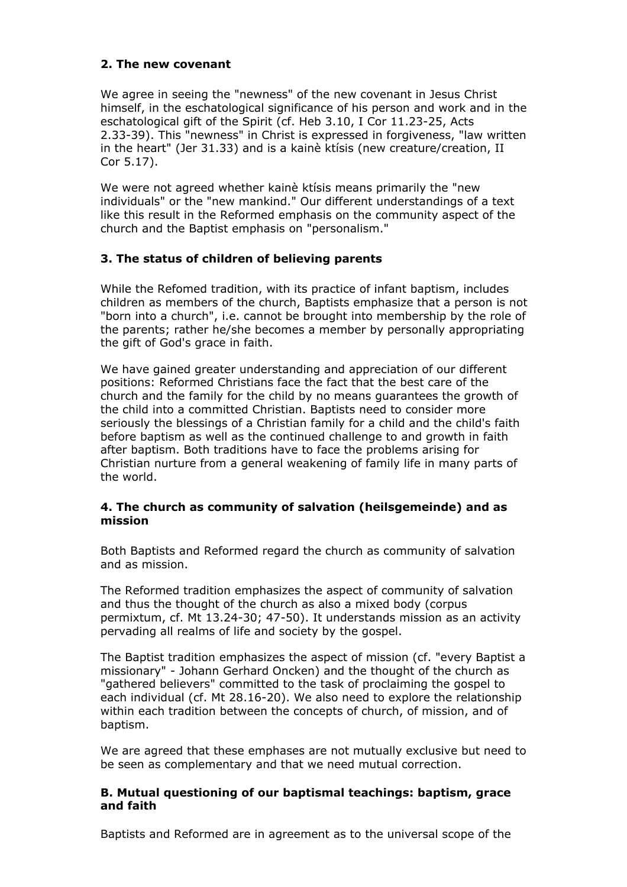### 2. The new covenant

We agree in seeing the "newness" of the new covenant in Jesus Christ himself, in the eschatological significance of his person and work and in the eschatological gift of the Spirit (cf. Heb 3.10, I Cor 11.23-25, Acts 2.33-39). This "newness" in Christ is expressed in forgiveness, "law written in the heart" (Jer 31.33) and is a kainè ktísis (new creature/creation, II Cor 5.17).

We were not agreed whether kainè ktísis means primarily the "new individuals" or the "new mankind." Our different understandings of a text like this result in the Reformed emphasis on the community aspect of the church and the Baptist emphasis on "personalism."

### 3. The status of children of believing parents

While the Refomed tradition, with its practice of infant baptism, includes children as members of the church, Baptists emphasize that a person is not "born into a church", i.e. cannot be brought into membership by the role of the parents; rather he/she becomes a member by personally appropriating the gift of God's grace in faith.

We have gained greater understanding and appreciation of our different positions: Reformed Christians face the fact that the best care of the church and the family for the child by no means guarantees the growth of the child into a committed Christian. Baptists need to consider more seriously the blessings of a Christian family for a child and the child's faith before baptism as well as the continued challenge to and growth in faith after baptism. Both traditions have to face the problems arising for Christian nurture from a general weakening of family life in many parts of the world.

### 4. The church as community of salvation (heilsgemeinde) and as mission

Both Baptists and Reformed regard the church as community of salvation and as mission.

The Reformed tradition emphasizes the aspect of community of salvation and thus the thought of the church as also a mixed body (corpus permixtum, cf. Mt 13.24-30; 47-50). It understands mission as an activity pervading all realms of life and society by the gospel.

The Baptist tradition emphasizes the aspect of mission (cf. "every Baptist a missionary" - Johann Gerhard Oncken) and the thought of the church as "gathered believers" committed to the task of proclaiming the gospel to each individual (cf. Mt 28.16-20). We also need to explore the relationship within each tradition between the concepts of church, of mission, and of baptism.

We are agreed that these emphases are not mutually exclusive but need to be seen as complementary and that we need mutual correction.

### B. Mutual questioning of our baptismal teachings: baptism, grace and faith

Baptists and Reformed are in agreement as to the universal scope of the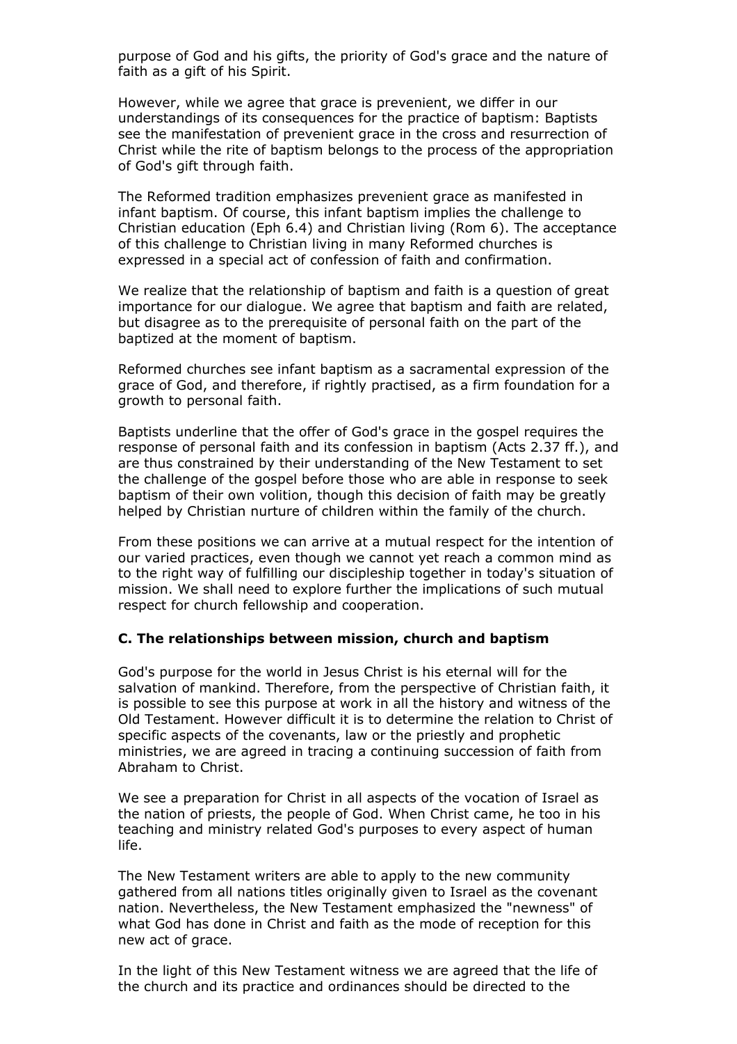purpose of God and his gifts, the priority of God's grace and the nature of faith as a gift of his Spirit.

However, while we agree that grace is prevenient, we differ in our understandings of its consequences for the practice of baptism: Baptists see the manifestation of prevenient grace in the cross and resurrection of Christ while the rite of baptism belongs to the process of the appropriation of God's gift through faith.

The Reformed tradition emphasizes prevenient grace as manifested in infant baptism. Of course, this infant baptism implies the challenge to Christian education (Eph 6.4) and Christian living (Rom 6). The acceptance of this challenge to Christian living in many Reformed churches is expressed in a special act of confession of faith and confirmation.

We realize that the relationship of baptism and faith is a question of great importance for our dialogue. We agree that baptism and faith are related, but disagree as to the prerequisite of personal faith on the part of the baptized at the moment of baptism.

Reformed churches see infant baptism as a sacramental expression of the grace of God, and therefore, if rightly practised, as a firm foundation for a growth to personal faith.

Baptists underline that the offer of God's grace in the gospel requires the response of personal faith and its confession in baptism (Acts 2.37 ff.), and are thus constrained by their understanding of the New Testament to set the challenge of the gospel before those who are able in response to seek baptism of their own volition, though this decision of faith may be greatly helped by Christian nurture of children within the family of the church.

From these positions we can arrive at a mutual respect for the intention of our varied practices, even though we cannot yet reach a common mind as to the right way of fulfilling our discipleship together in today's situation of mission. We shall need to explore further the implications of such mutual respect for church fellowship and cooperation.

### C. The relationships between mission, church and baptism

God's purpose for the world in Jesus Christ is his eternal will for the salvation of mankind. Therefore, from the perspective of Christian faith, it is possible to see this purpose at work in all the history and witness of the Old Testament. However difficult it is to determine the relation to Christ of specific aspects of the covenants, law or the priestly and prophetic ministries, we are agreed in tracing a continuing succession of faith from Abraham to Christ.

We see a preparation for Christ in all aspects of the vocation of Israel as the nation of priests, the people of God. When Christ came, he too in his teaching and ministry related God's purposes to every aspect of human life.

The New Testament writers are able to apply to the new community gathered from all nations titles originally given to Israel as the covenant nation. Nevertheless, the New Testament emphasized the "newness" of what God has done in Christ and faith as the mode of reception for this new act of grace.

In the light of this New Testament witness we are agreed that the life of the church and its practice and ordinances should be directed to the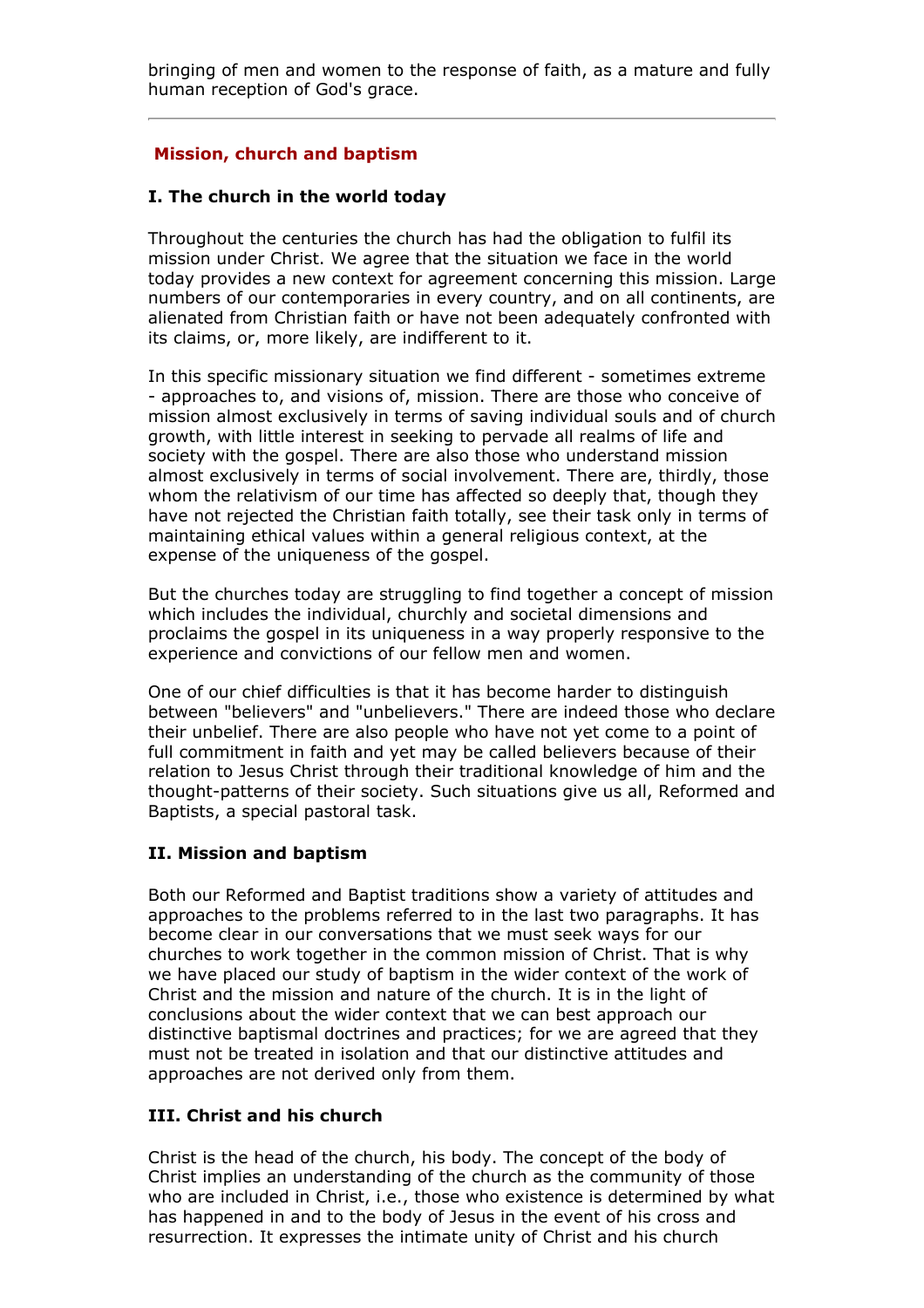bringing of men and women to the response of faith, as a mature and fully human reception of God's grace.

---

## Mission, church and baptism

### I. The church in the world today

Throughout the centuries the church has had the obligation to fulfil its mission under Christ. We agree that the situation we face in the world today provides a new context for agreement concerning this mission. Large numbers of our contemporaries in every country, and on all continents, are alienated from Christian faith or have not been adequately confronted with its claims, or, more likely, are indifferent to it.

In this specific missionary situation we find different - sometimes extreme - approaches to, and visions of, mission. There are those who conceive of mission almost exclusively in terms of saving individual souls and of church growth, with little interest in seeking to pervade all realms of life and society with the gospel. There are also those who understand mission almost exclusively in terms of social involvement. There are, thirdly, those whom the relativism of our time has affected so deeply that, though they have not rejected the Christian faith totally, see their task only in terms of maintaining ethical values within a general religious context, at the expense of the uniqueness of the gospel.

But the churches today are struggling to find together a concept of mission which includes the individual, churchly and societal dimensions and proclaims the gospel in its uniqueness in a way properly responsive to the experience and convictions of our fellow men and women.

One of our chief difficulties is that it has become harder to distinguish between "believers" and "unbelievers." There are indeed those who declare their unbelief. There are also people who have not yet come to a point of full commitment in faith and yet may be called believers because of their relation to Jesus Christ through their traditional knowledge of him and the thought-patterns of their society. Such situations give us all, Reformed and Baptists, a special pastoral task.

### II. Mission and baptism

Both our Reformed and Baptist traditions show a variety of attitudes and approaches to the problems referred to in the last two paragraphs. It has become clear in our conversations that we must seek ways for our churches to work together in the common mission of Christ. That is why we have placed our study of baptism in the wider context of the work of Christ and the mission and nature of the church. It is in the light of conclusions about the wider context that we can best approach our distinctive baptismal doctrines and practices; for we are agreed that they must not be treated in isolation and that our distinctive attitudes and approaches are not derived only from them.

### III. Christ and his church

Christ is the head of the church, his body. The concept of the body of Christ implies an understanding of the church as the community of those who are included in Christ, i.e., those who existence is determined by what has happened in and to the body of Jesus in the event of his cross and resurrection. It expresses the intimate unity of Christ and his church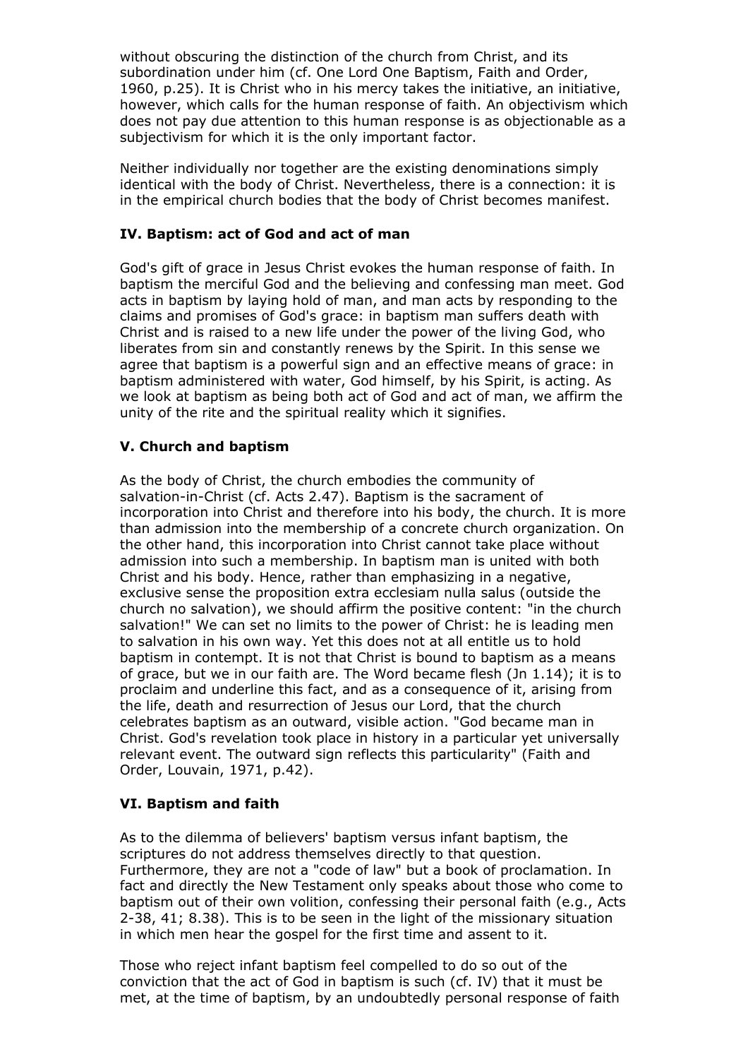without obscuring the distinction of the church from Christ, and its subordination under him (cf. One Lord One Baptism, Faith and Order, 1960, p.25). It is Christ who in his mercy takes the initiative, an initiative, however, which calls for the human response of faith. An objectivism which does not pay due attention to this human response is as objectionable as a subjectivism for which it is the only important factor.

Neither individually nor together are the existing denominations simply identical with the body of Christ. Nevertheless, there is a connection: it is in the empirical church bodies that the body of Christ becomes manifest.

### IV. Baptism: act of God and act of man

God's gift of grace in Jesus Christ evokes the human response of faith. In baptism the merciful God and the believing and confessing man meet. God acts in baptism by laying hold of man, and man acts by responding to the claims and promises of God's grace: in baptism man suffers death with Christ and is raised to a new life under the power of the living God, who liberates from sin and constantly renews by the Spirit. In this sense we agree that baptism is a powerful sign and an effective means of grace: in baptism administered with water, God himself, by his Spirit, is acting. As we look at baptism as being both act of God and act of man, we affirm the unity of the rite and the spiritual reality which it signifies.

### V. Church and baptism

As the body of Christ, the church embodies the community of salvation-in-Christ (cf. Acts 2.47). Baptism is the sacrament of incorporation into Christ and therefore into his body, the church. It is more than admission into the membership of a concrete church organization. On the other hand, this incorporation into Christ cannot take place without admission into such a membership. In baptism man is united with both Christ and his body. Hence, rather than emphasizing in a negative, exclusive sense the proposition extra ecclesiam nulla salus (outside the church no salvation), we should affirm the positive content: "in the church salvation!" We can set no limits to the power of Christ: he is leading men to salvation in his own way. Yet this does not at all entitle us to hold baptism in contempt. It is not that Christ is bound to baptism as a means of grace, but we in our faith are. The Word became flesh (Jn 1.14); it is to proclaim and underline this fact, and as a consequence of it, arising from the life, death and resurrection of Jesus our Lord, that the church celebrates baptism as an outward, visible action. "God became man in Christ. God's revelation took place in history in a particular yet universally relevant event. The outward sign reflects this particularity" (Faith and Order, Louvain, 1971, p.42).

### VI. Baptism and faith

As to the dilemma of believers' baptism versus infant baptism, the scriptures do not address themselves directly to that question. Furthermore, they are not a "code of law" but a book of proclamation. In fact and directly the New Testament only speaks about those who come to baptism out of their own volition, confessing their personal faith (e.g., Acts 2-38, 41; 8.38). This is to be seen in the light of the missionary situation in which men hear the gospel for the first time and assent to it.

Those who reject infant baptism feel compelled to do so out of the conviction that the act of God in baptism is such (cf. IV) that it must be met, at the time of baptism, by an undoubtedly personal response of faith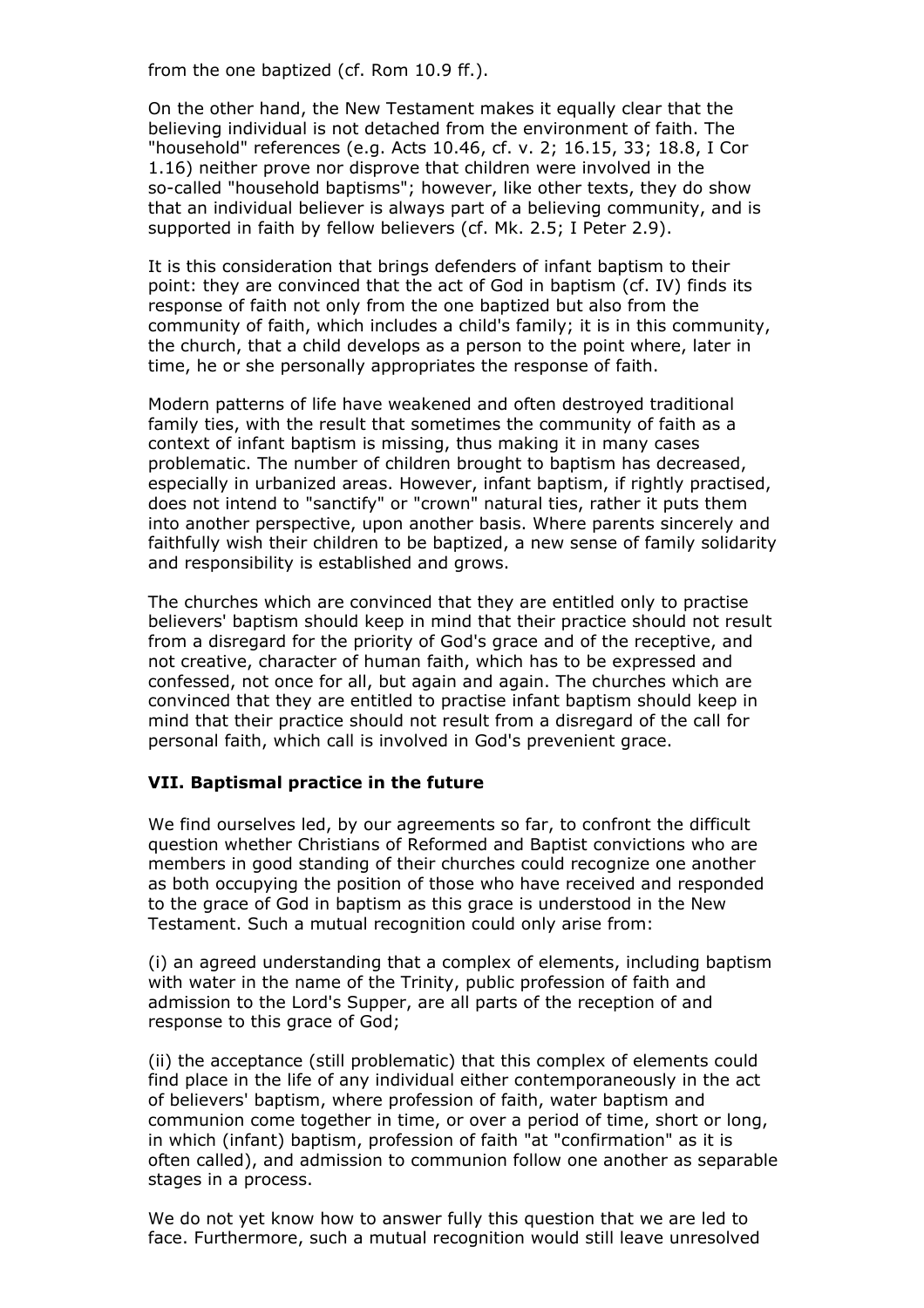from the one baptized (cf. Rom 10.9 ff.).

On the other hand, the New Testament makes it equally clear that the believing individual is not detached from the environment of faith. The "household" references (e.g. Acts 10.46, cf. v. 2; 16.15, 33; 18.8, I Cor 1.16) neither prove nor disprove that children were involved in the so-called "household baptisms"; however, like other texts, they do show that an individual believer is always part of a believing community, and is supported in faith by fellow believers (cf. Mk. 2.5; I Peter 2.9).

It is this consideration that brings defenders of infant baptism to their point: they are convinced that the act of God in baptism (cf. IV) finds its response of faith not only from the one baptized but also from the community of faith, which includes a child's family; it is in this community, the church, that a child develops as a person to the point where, later in time, he or she personally appropriates the response of faith.

Modern patterns of life have weakened and often destroyed traditional family ties, with the result that sometimes the community of faith as a context of infant baptism is missing, thus making it in many cases problematic. The number of children brought to baptism has decreased, especially in urbanized areas. However, infant baptism, if rightly practised, does not intend to "sanctify" or "crown" natural ties, rather it puts them into another perspective, upon another basis. Where parents sincerely and faithfully wish their children to be baptized, a new sense of family solidarity and responsibility is established and grows.

The churches which are convinced that they are entitled only to practise believers' baptism should keep in mind that their practice should not result from a disregard for the priority of God's grace and of the receptive, and not creative, character of human faith, which has to be expressed and confessed, not once for all, but again and again. The churches which are convinced that they are entitled to practise infant baptism should keep in mind that their practice should not result from a disregard of the call for personal faith, which call is involved in God's prevenient grace.

### VII. Baptismal practice in the future

We find ourselves led, by our agreements so far, to confront the difficult question whether Christians of Reformed and Baptist convictions who are members in good standing of their churches could recognize one another as both occupying the position of those who have received and responded to the grace of God in baptism as this grace is understood in the New Testament. Such a mutual recognition could only arise from:

(i) an agreed understanding that a complex of elements, including baptism with water in the name of the Trinity, public profession of faith and admission to the Lord's Supper, are all parts of the reception of and response to this grace of God;

(ii) the acceptance (still problematic) that this complex of elements could find place in the life of any individual either contemporaneously in the act of believers' baptism, where profession of faith, water baptism and communion come together in time, or over a period of time, short or long, in which (infant) baptism, profession of faith "at "confirmation" as it is often called), and admission to communion follow one another as separable stages in a process.

We do not yet know how to answer fully this question that we are led to face. Furthermore, such a mutual recognition would still leave unresolved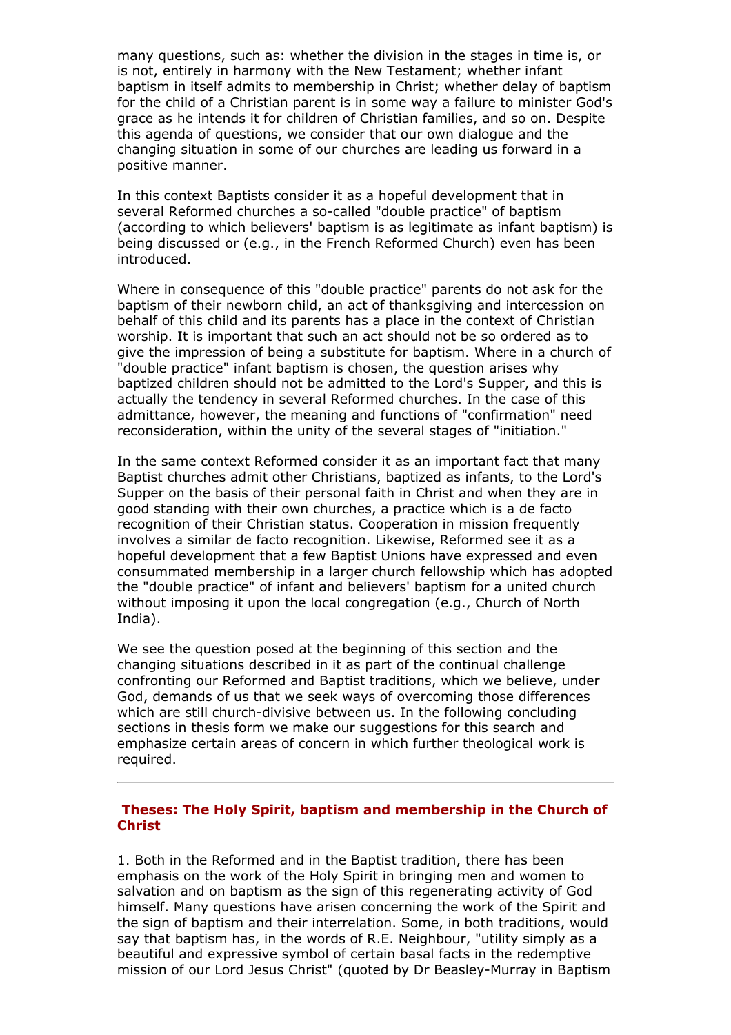many questions, such as: whether the division in the stages in time is, or is not, entirely in harmony with the New Testament; whether infant baptism in itself admits to membership in Christ; whether delay of baptism for the child of a Christian parent is in some way a failure to minister God's grace as he intends it for children of Christian families, and so on. Despite this agenda of questions, we consider that our own dialogue and the changing situation in some of our churches are leading us forward in a positive manner.

In this context Baptists consider it as a hopeful development that in several Reformed churches a so-called "double practice" of baptism (according to which believers' baptism is as legitimate as infant baptism) is being discussed or (e.g., in the French Reformed Church) even has been introduced.

Where in consequence of this "double practice" parents do not ask for the baptism of their newborn child, an act of thanksgiving and intercession on behalf of this child and its parents has a place in the context of Christian worship. It is important that such an act should not be so ordered as to give the impression of being a substitute for baptism. Where in a church of "double practice" infant baptism is chosen, the question arises why baptized children should not be admitted to the Lord's Supper, and this is actually the tendency in several Reformed churches. In the case of this admittance, however, the meaning and functions of "confirmation" need reconsideration, within the unity of the several stages of "initiation."

In the same context Reformed consider it as an important fact that many Baptist churches admit other Christians, baptized as infants, to the Lord's Supper on the basis of their personal faith in Christ and when they are in good standing with their own churches, a practice which is a de facto recognition of their Christian status. Cooperation in mission frequently involves a similar de facto recognition. Likewise, Reformed see it as a hopeful development that a few Baptist Unions have expressed and even consummated membership in a larger church fellowship which has adopted the "double practice" of infant and believers' baptism for a united church without imposing it upon the local congregation (e.g., Church of North India).

We see the question posed at the beginning of this section and the changing situations described in it as part of the continual challenge confronting our Reformed and Baptist traditions, which we believe, under God, demands of us that we seek ways of overcoming those differences which are still church-divisive between us. In the following concluding sections in thesis form we make our suggestions for this search and emphasize certain areas of concern in which further theological work is required.

---

## Theses: The Holy Spirit, baptism and membership in the Church of Christ

1. Both in the Reformed and in the Baptist tradition, there has been emphasis on the work of the Holy Spirit in bringing men and women to salvation and on baptism as the sign of this regenerating activity of God himself. Many questions have arisen concerning the work of the Spirit and the sign of baptism and their interrelation. Some, in both traditions, would say that baptism has, in the words of R.E. Neighbour, "utility simply as a beautiful and expressive symbol of certain basal facts in the redemptive mission of our Lord Jesus Christ" (quoted by Dr Beasley-Murray in Baptism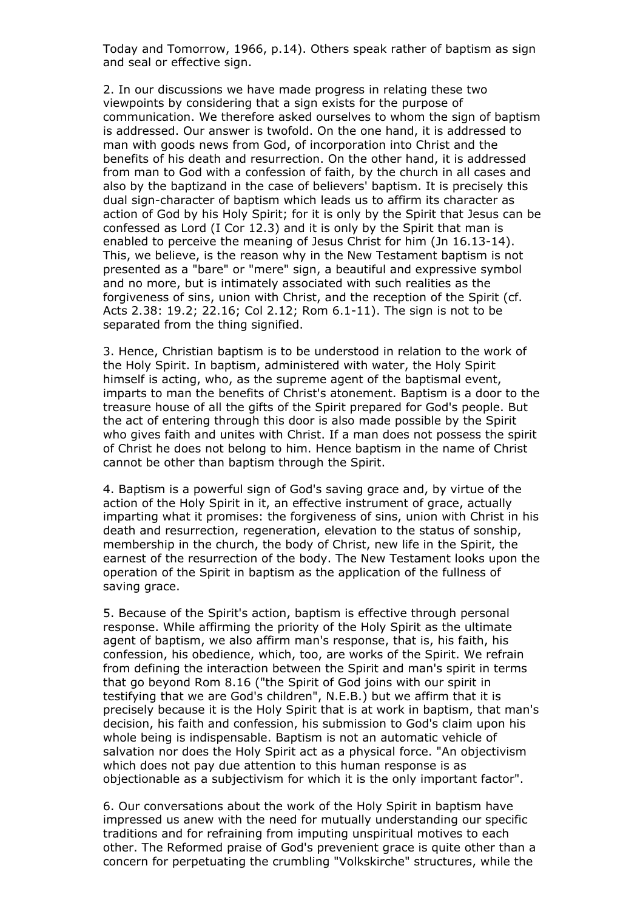Today and Tomorrow, 1966, p.14). Others speak rather of baptism as sign and seal or effective sign.

2. In our discussions we have made progress in relating these two viewpoints by considering that a sign exists for the purpose of communication. We therefore asked ourselves to whom the sign of baptism is addressed. Our answer is twofold. On the one hand, it is addressed to man with goods news from God, of incorporation into Christ and the benefits of his death and resurrection. On the other hand, it is addressed from man to God with a confession of faith, by the church in all cases and also by the baptizand in the case of believers' baptism. It is precisely this dual sign-character of baptism which leads us to affirm its character as action of God by his Holy Spirit; for it is only by the Spirit that Jesus can be confessed as Lord (I Cor 12.3) and it is only by the Spirit that man is enabled to perceive the meaning of Jesus Christ for him (Jn 16.13-14). This, we believe, is the reason why in the New Testament baptism is not presented as a "bare" or "mere" sign, a beautiful and expressive symbol and no more, but is intimately associated with such realities as the forgiveness of sins, union with Christ, and the reception of the Spirit (cf. Acts 2.38: 19.2; 22.16; Col 2.12; Rom 6.1-11). The sign is not to be separated from the thing signified.

3. Hence, Christian baptism is to be understood in relation to the work of the Holy Spirit. In baptism, administered with water, the Holy Spirit himself is acting, who, as the supreme agent of the baptismal event, imparts to man the benefits of Christ's atonement. Baptism is a door to the treasure house of all the gifts of the Spirit prepared for God's people. But the act of entering through this door is also made possible by the Spirit who gives faith and unites with Christ. If a man does not possess the spirit of Christ he does not belong to him. Hence baptism in the name of Christ cannot be other than baptism through the Spirit.

4. Baptism is a powerful sign of God's saving grace and, by virtue of the action of the Holy Spirit in it, an effective instrument of grace, actually imparting what it promises: the forgiveness of sins, union with Christ in his death and resurrection, regeneration, elevation to the status of sonship, membership in the church, the body of Christ, new life in the Spirit, the earnest of the resurrection of the body. The New Testament looks upon the operation of the Spirit in baptism as the application of the fullness of saving grace.

5. Because of the Spirit's action, baptism is effective through personal response. While affirming the priority of the Holy Spirit as the ultimate agent of baptism, we also affirm man's response, that is, his faith, his confession, his obedience, which, too, are works of the Spirit. We refrain from defining the interaction between the Spirit and man's spirit in terms that go beyond Rom 8.16 ("the Spirit of God joins with our spirit in testifying that we are God's children", N.E.B.) but we affirm that it is precisely because it is the Holy Spirit that is at work in baptism, that man's decision, his faith and confession, his submission to God's claim upon his whole being is indispensable. Baptism is not an automatic vehicle of salvation nor does the Holy Spirit act as a physical force. "An objectivism which does not pay due attention to this human response is as objectionable as a subjectivism for which it is the only important factor".

6. Our conversations about the work of the Holy Spirit in baptism have impressed us anew with the need for mutually understanding our specific traditions and for refraining from imputing unspiritual motives to each other. The Reformed praise of God's prevenient grace is quite other than a concern for perpetuating the crumbling "Volkskirche" structures, while the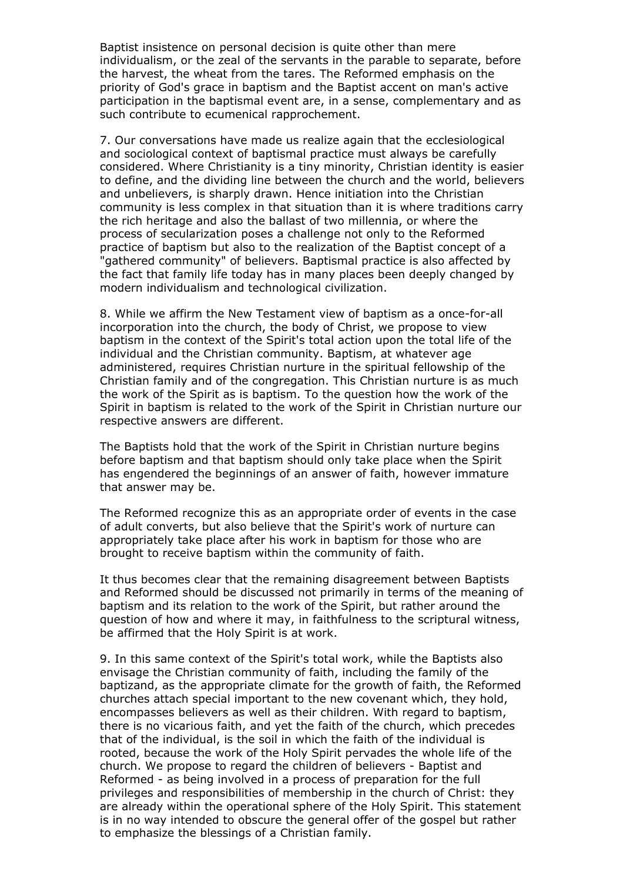Baptist insistence on personal decision is quite other than mere individualism, or the zeal of the servants in the parable to separate, before the harvest, the wheat from the tares. The Reformed emphasis on the priority of God's grace in baptism and the Baptist accent on man's active participation in the baptismal event are, in a sense, complementary and as such contribute to ecumenical rapprochement.

7. Our conversations have made us realize again that the ecclesiological and sociological context of baptismal practice must always be carefully considered. Where Christianity is a tiny minority, Christian identity is easier to define, and the dividing line between the church and the world, believers and unbelievers, is sharply drawn. Hence initiation into the Christian community is less complex in that situation than it is where traditions carry the rich heritage and also the ballast of two millennia, or where the process of secularization poses a challenge not only to the Reformed practice of baptism but also to the realization of the Baptist concept of a "gathered community" of believers. Baptismal practice is also affected by the fact that family life today has in many places been deeply changed by modern individualism and technological civilization.

8. While we affirm the New Testament view of baptism as a once-for-all incorporation into the church, the body of Christ, we propose to view baptism in the context of the Spirit's total action upon the total life of the individual and the Christian community. Baptism, at whatever age administered, requires Christian nurture in the spiritual fellowship of the Christian family and of the congregation. This Christian nurture is as much the work of the Spirit as is baptism. To the question how the work of the Spirit in baptism is related to the work of the Spirit in Christian nurture our respective answers are different.

The Baptists hold that the work of the Spirit in Christian nurture begins before baptism and that baptism should only take place when the Spirit has engendered the beginnings of an answer of faith, however immature that answer may be.

The Reformed recognize this as an appropriate order of events in the case of adult converts, but also believe that the Spirit's work of nurture can appropriately take place after his work in baptism for those who are brought to receive baptism within the community of faith.

It thus becomes clear that the remaining disagreement between Baptists and Reformed should be discussed not primarily in terms of the meaning of baptism and its relation to the work of the Spirit, but rather around the question of how and where it may, in faithfulness to the scriptural witness, be affirmed that the Holy Spirit is at work.

9. In this same context of the Spirit's total work, while the Baptists also envisage the Christian community of faith, including the family of the baptizand, as the appropriate climate for the growth of faith, the Reformed churches attach special important to the new covenant which, they hold, encompasses believers as well as their children. With regard to baptism, there is no vicarious faith, and yet the faith of the church, which precedes that of the individual, is the soil in which the faith of the individual is rooted, because the work of the Holy Spirit pervades the whole life of the church. We propose to regard the children of believers - Baptist and Reformed - as being involved in a process of preparation for the full privileges and responsibilities of membership in the church of Christ: they are already within the operational sphere of the Holy Spirit. This statement is in no way intended to obscure the general offer of the gospel but rather to emphasize the blessings of a Christian family.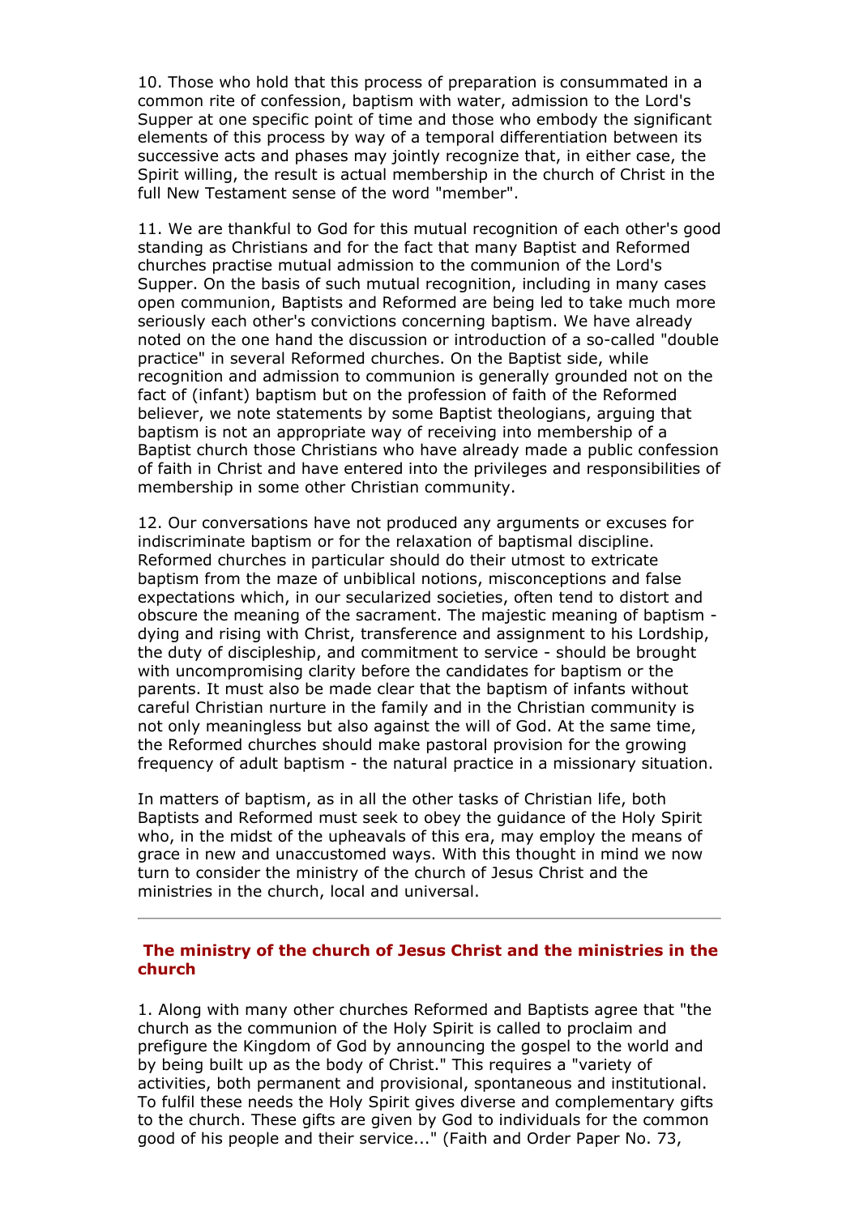10. Those who hold that this process of preparation is consummated in a common rite of confession, baptism with water, admission to the Lord's Supper at one specific point of time and those who embody the significant elements of this process by way of a temporal differentiation between its successive acts and phases may jointly recognize that, in either case, the Spirit willing, the result is actual membership in the church of Christ in the full New Testament sense of the word "member".

11. We are thankful to God for this mutual recognition of each other's good standing as Christians and for the fact that many Baptist and Reformed churches practise mutual admission to the communion of the Lord's Supper. On the basis of such mutual recognition, including in many cases open communion, Baptists and Reformed are being led to take much more seriously each other's convictions concerning baptism. We have already noted on the one hand the discussion or introduction of a so-called "double practice" in several Reformed churches. On the Baptist side, while recognition and admission to communion is generally grounded not on the fact of (infant) baptism but on the profession of faith of the Reformed believer, we note statements by some Baptist theologians, arguing that baptism is not an appropriate way of receiving into membership of a Baptist church those Christians who have already made a public confession of faith in Christ and have entered into the privileges and responsibilities of membership in some other Christian community.

12. Our conversations have not produced any arguments or excuses for indiscriminate baptism or for the relaxation of baptismal discipline. Reformed churches in particular should do their utmost to extricate baptism from the maze of unbiblical notions, misconceptions and false expectations which, in our secularized societies, often tend to distort and obscure the meaning of the sacrament. The majestic meaning of baptism - dying and rising with Christ, transference and assignment to his Lordship, the duty of discipleship, and commitment to service - should be brought with uncompromising clarity before the candidates for baptism or the parents. It must also be made clear that the baptism of infants without careful Christian nurture in the family and in the Christian community is not only meaningless but also against the will of God. At the same time, the Reformed churches should make pastoral provision for the growing frequency of adult baptism - the natural practice in a missionary situation.

In matters of baptism, as in all the other tasks of Christian life, both Baptists and Reformed must seek to obey the guidance of the Holy Spirit who, in the midst of the upheavals of this era, may employ the means of grace in new and unaccustomed ways. With this thought in mind we now turn to consider the ministry of the church of Jesus Christ and the ministries in the church, local and universal.

---

## The ministry of the church of Jesus Christ and the ministries in the church

1. Along with many other churches Reformed and Baptists agree that "the church as the communion of the Holy Spirit is called to proclaim and prefigure the Kingdom of God by announcing the gospel to the world and by being built up as the body of Christ." This requires a "variety of activities, both permanent and provisional, spontaneous and institutional. To fulfil these needs the Holy Spirit gives diverse and complementary gifts to the church. These gifts are given by God to individuals for the common good of his people and their service..." (Faith and Order Paper No. 73,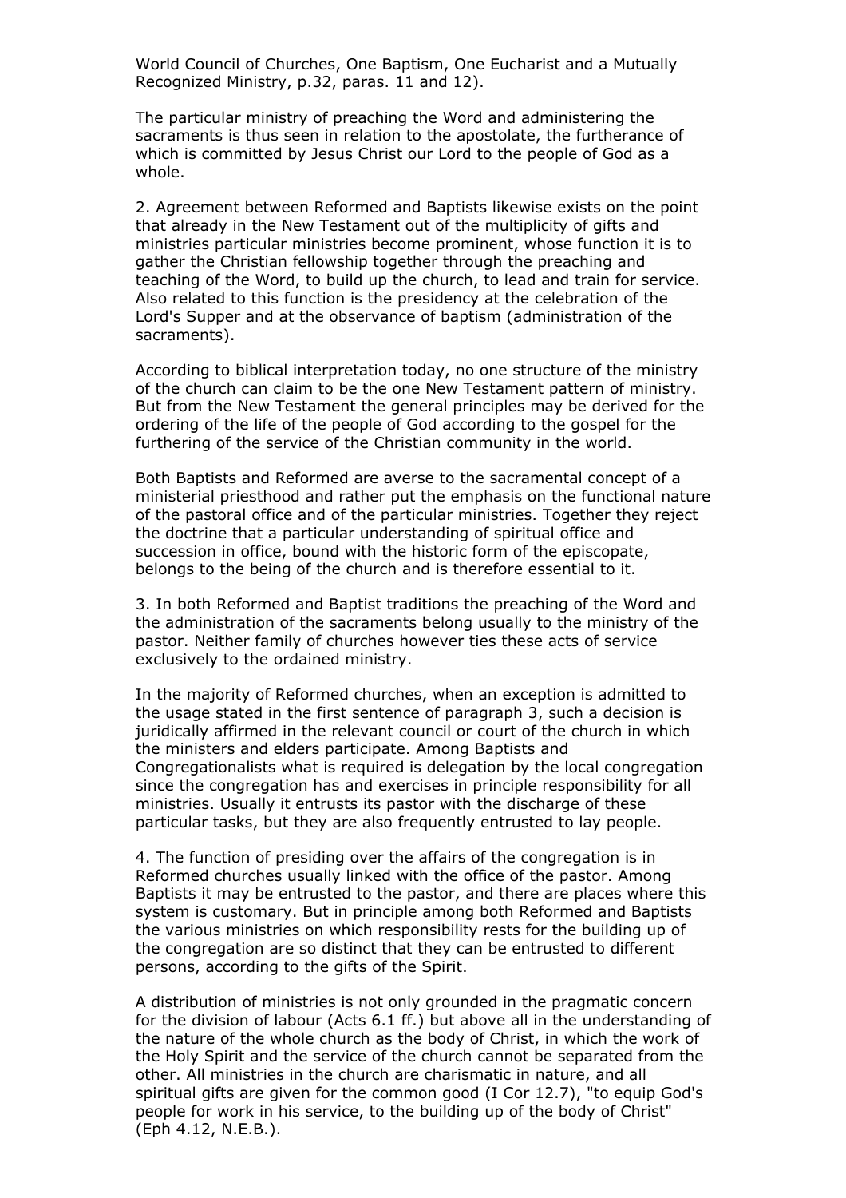World Council of Churches, One Baptism, One Eucharist and a Mutually Recognized Ministry, p.32, paras. 11 and 12).

The particular ministry of preaching the Word and administering the sacraments is thus seen in relation to the apostolate, the furtherance of which is committed by Jesus Christ our Lord to the people of God as a whole.

2. Agreement between Reformed and Baptists likewise exists on the point that already in the New Testament out of the multiplicity of gifts and ministries particular ministries become prominent, whose function it is to gather the Christian fellowship together through the preaching and teaching of the Word, to build up the church, to lead and train for service. Also related to this function is the presidency at the celebration of the Lord's Supper and at the observance of baptism (administration of the sacraments).

According to biblical interpretation today, no one structure of the ministry of the church can claim to be the one New Testament pattern of ministry. But from the New Testament the general principles may be derived for the ordering of the life of the people of God according to the gospel for the furthering of the service of the Christian community in the world.

Both Baptists and Reformed are averse to the sacramental concept of a ministerial priesthood and rather put the emphasis on the functional nature of the pastoral office and of the particular ministries. Together they reject the doctrine that a particular understanding of spiritual office and succession in office, bound with the historic form of the episcopate, belongs to the being of the church and is therefore essential to it.

3. In both Reformed and Baptist traditions the preaching of the Word and the administration of the sacraments belong usually to the ministry of the pastor. Neither family of churches however ties these acts of service exclusively to the ordained ministry.

In the majority of Reformed churches, when an exception is admitted to the usage stated in the first sentence of paragraph 3, such a decision is juridically affirmed in the relevant council or court of the church in which the ministers and elders participate. Among Baptists and Congregationalists what is required is delegation by the local congregation since the congregation has and exercises in principle responsibility for all ministries. Usually it entrusts its pastor with the discharge of these particular tasks, but they are also frequently entrusted to lay people.

4. The function of presiding over the affairs of the congregation is in Reformed churches usually linked with the office of the pastor. Among Baptists it may be entrusted to the pastor, and there are places where this system is customary. But in principle among both Reformed and Baptists the various ministries on which responsibility rests for the building up of the congregation are so distinct that they can be entrusted to different persons, according to the gifts of the Spirit.

A distribution of ministries is not only grounded in the pragmatic concern for the division of labour (Acts 6.1 ff.) but above all in the understanding of the nature of the whole church as the body of Christ, in which the work of the Holy Spirit and the service of the church cannot be separated from the other. All ministries in the church are charismatic in nature, and all spiritual gifts are given for the common good (I Cor 12.7), "to equip God's people for work in his service, to the building up of the body of Christ" (Eph 4.12, N.E.B.).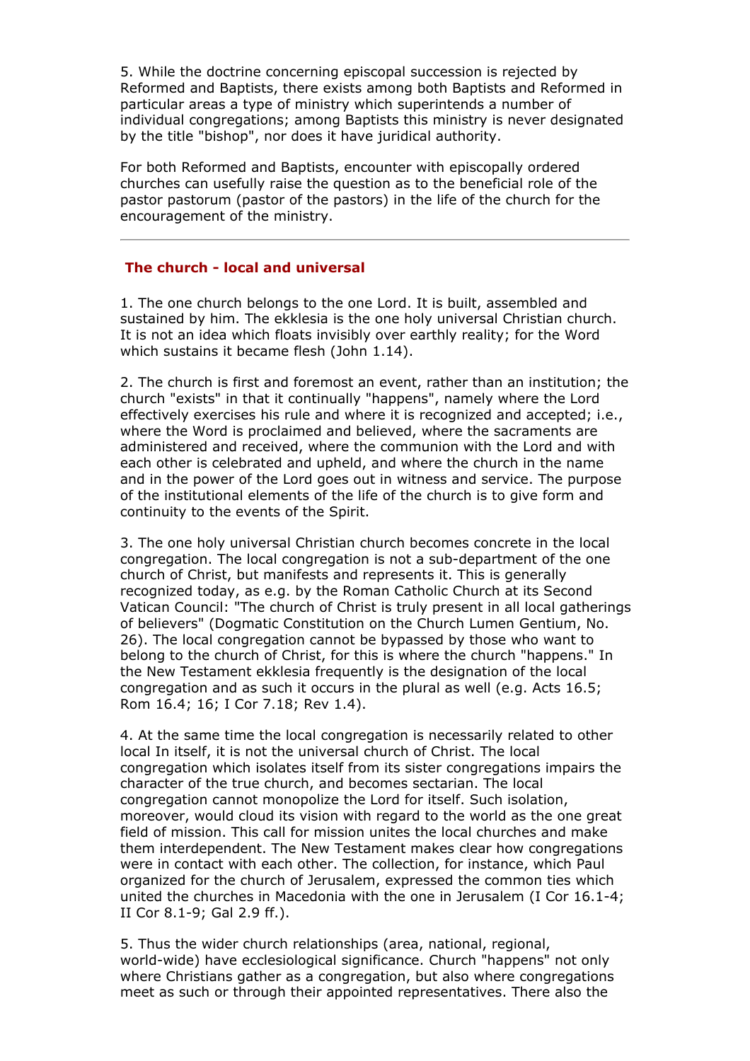5. While the doctrine concerning episcopal succession is rejected by Reformed and Baptists, there exists among both Baptists and Reformed in particular areas a type of ministry which superintends a number of individual congregations; among Baptists this ministry is never designated by the title "bishop", nor does it have juridical authority.

For both Reformed and Baptists, encounter with episcopally ordered churches can usefully raise the question as to the beneficial role of the pastor pastorum (pastor of the pastors) in the life of the church for the encouragement of the ministry.

---

## The church - local and universal

1. The one church belongs to the one Lord. It is built, assembled and sustained by him. The ekklesia is the one holy universal Christian church. It is not an idea which floats invisibly over earthly reality; for the Word which sustains it became flesh (John 1.14).

2. The church is first and foremost an event, rather than an institution; the church "exists" in that it continually "happens", namely where the Lord effectively exercises his rule and where it is recognized and accepted; i.e., where the Word is proclaimed and believed, where the sacraments are administered and received, where the communion with the Lord and with each other is celebrated and upheld, and where the church in the name and in the power of the Lord goes out in witness and service. The purpose of the institutional elements of the life of the church is to give form and continuity to the events of the Spirit.

3. The one holy universal Christian church becomes concrete in the local congregation. The local congregation is not a sub-department of the one church of Christ, but manifests and represents it. This is generally recognized today, as e.g. by the Roman Catholic Church at its Second Vatican Council: "The church of Christ is truly present in all local gatherings of believers" (Dogmatic Constitution on the Church Lumen Gentium, No. 26). The local congregation cannot be bypassed by those who want to belong to the church of Christ, for this is where the church "happens." In the New Testament ekklesia frequently is the designation of the local congregation and as such it occurs in the plural as well (e.g. Acts 16.5; Rom 16.4; 16; I Cor 7.18; Rev 1.4).

4. At the same time the local congregation is necessarily related to other local In itself, it is not the universal church of Christ. The local congregation which isolates itself from its sister congregations impairs the character of the true church, and becomes sectarian. The local congregation cannot monopolize the Lord for itself. Such isolation, moreover, would cloud its vision with regard to the world as the one great field of mission. This call for mission unites the local churches and make them interdependent. The New Testament makes clear how congregations were in contact with each other. The collection, for instance, which Paul organized for the church of Jerusalem, expressed the common ties which united the churches in Macedonia with the one in Jerusalem (I Cor 16.1-4; II Cor 8.1-9; Gal 2.9 ff.).

5. Thus the wider church relationships (area, national, regional, world-wide) have ecclesiological significance. Church "happens" not only where Christians gather as a congregation, but also where congregations meet as such or through their appointed representatives. There also the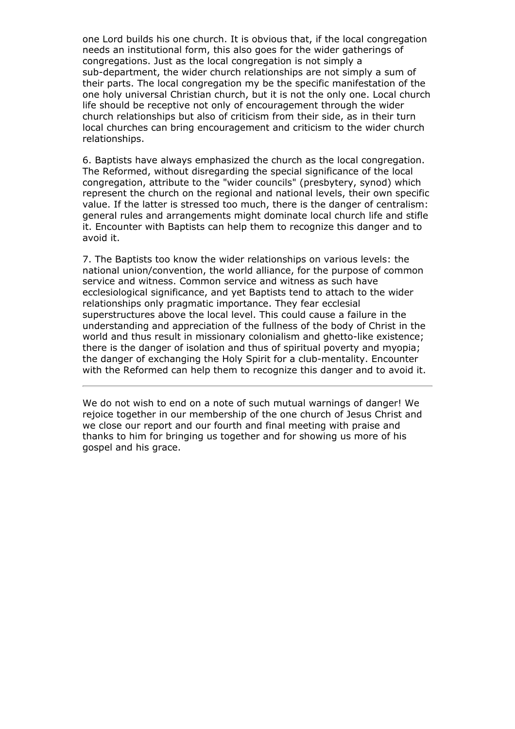one Lord builds his one church. It is obvious that, if the local congregation needs an institutional form, this also goes for the wider gatherings of congregations. Just as the local congregation is not simply a sub-department, the wider church relationships are not simply a sum of their parts. The local congregation my be the specific manifestation of the one holy universal Christian church, but it is not the only one. Local church life should be receptive not only of encouragement through the wider church relationships but also of criticism from their side, as in their turn local churches can bring encouragement and criticism to the wider church relationships.

6. Baptists have always emphasized the church as the local congregation. The Reformed, without disregarding the special significance of the local congregation, attribute to the "wider councils" (presbytery, synod) which represent the church on the regional and national levels, their own specific value. If the latter is stressed too much, there is the danger of centralism: general rules and arrangements might dominate local church life and stifle it. Encounter with Baptists can help them to recognize this danger and to avoid it.

7. The Baptists too know the wider relationships on various levels: the national union/convention, the world alliance, for the purpose of common service and witness. Common service and witness as such have ecclesiological significance, and yet Baptists tend to attach to the wider relationships only pragmatic importance. They fear ecclesial superstructures above the local level. This could cause a failure in the understanding and appreciation of the fullness of the body of Christ in the world and thus result in missionary colonialism and ghetto-like existence; there is the danger of isolation and thus of spiritual poverty and myopia; the danger of exchanging the Holy Spirit for a club-mentality. Encounter with the Reformed can help them to recognize this danger and to avoid it.

---

We do not wish to end on a note of such mutual warnings of danger! We rejoice together in our membership of the one church of Jesus Christ and we close our report and our fourth and final meeting with praise and thanks to him for bringing us together and for showing us more of his gospel and his grace.